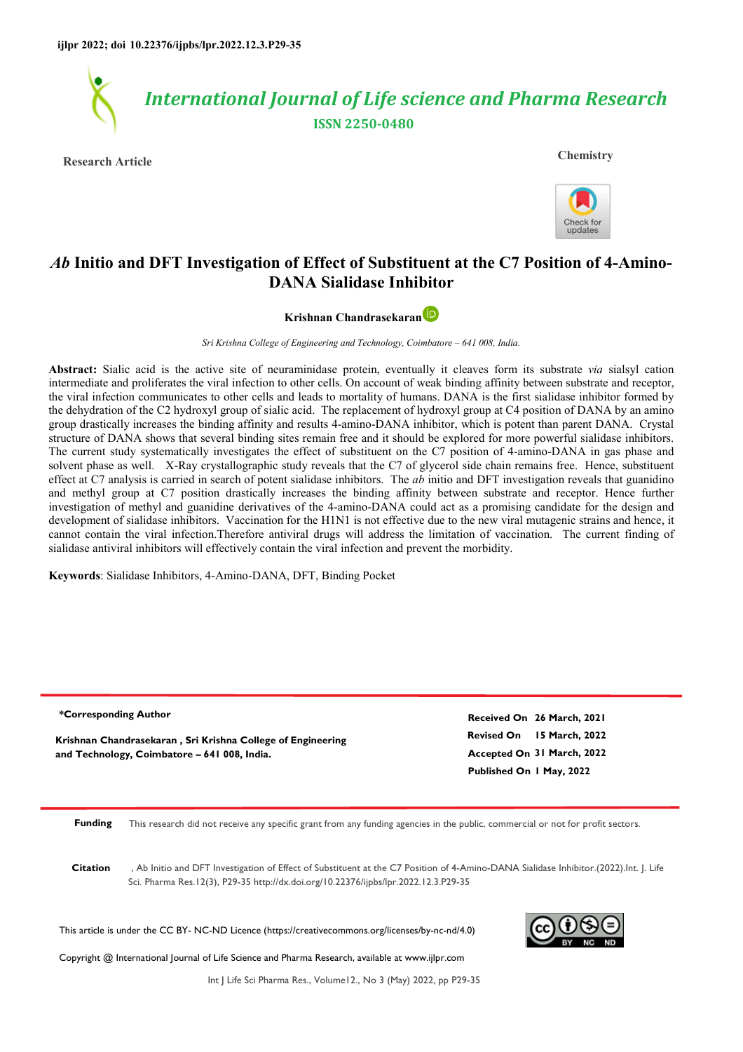ijlpr 2022; doi 10.22376/ijpbs/lpr.2022.12.3.P29-35

# International Journal of Life science and Pharma Research

ISSN 2250-0480

Research Article

Chemistry

# *Ab* Initio and DFT Investigation of Effect of Substituent at the C7 Position of 4-Amino-DANA Sialidase Inhibitor

**Krishnan Chandrasekaran**

*Sri Krishna College of Engineering and Technology, Coimbatore – 641 008, India.*

**Abstract:** Sialic acid is the active site of neuraminidase protein, eventually it cleaves form its substrate *via* sialsyl cation intermediate and proliferates the viral infection to other cells. On account of weak binding affinity between substrate and receptor, the viral infection communicates to other cells and leads to mortality of humans. DANA is the first sialidase inhibitor formed by the dehydration of the C2 hydroxyl group of sialic acid. The replacement of hydroxyl group at C4 position of DANA by an amino group drastically increases the binding affinity and results 4-amino-DANA inhibitor, which is potent than parent DANA. Crystal structure of DANA shows that several binding sites remain free and it should be explored for more powerful sialidase inhibitors. The current study systematically investigates the effect of substituent on the C7 position of 4-amino-DANA in gas phase and solvent phase as well. X-Ray crystallographic study reveals that the C7 of glycerol side chain remains free. Hence, substituent effect at C7 analysis is carried in search of potent sialidase inhibitors. The *ab* initio and DFT investigation reveals that guanidino and methyl group at C7 position drastically increases the binding affinity between substrate and receptor. Hence further investigation of methyl and guanidine derivatives of the 4-amino-DANA could act as a promising candidate for the design and development of sialidase inhibitors. Vaccination for the H1N1 is not effective due to the new viral mutagenic strains and hence, it cannot contain the viral infection.Therefore antiviral drugs will address the limitation of vaccination. The current finding of sialidase antiviral inhibitors will effectively contain the viral infection and prevent the morbidity.

**Keywords**: Sialidase Inhibitors, 4-Amino-DANA, DFT, Binding Pocket

**\*Corresponding Author**

**Krishnan Chandrasekaran , Sri Krishna College of Engineering and Technology, Coimbatore – 641 008, India.**

**Received On** 26 March, 2021
**Revised On** 15 March, 2022
**Accepted On** 31 March, 2022
**Published On** 1 May, 2022

**Funding** This research did not receive any specific grant from any funding agencies in the public, commercial or not for profit sectors.

**Citation** , Ab Initio and DFT Investigation of Effect of Substituent at the C7 Position of 4-Amino-DANA Sialidase Inhibitor.(2022).Int. J. Life Sci. Pharma Res.12(3), P29-35 http://dx.doi.org/10.22376/ijpbs/lpr.2022.12.3.P29-35

This article is under the CC BY- NC-ND Licence (https://creativecommons.org/licenses/by-nc-nd/4.0)

Copyright @ International Journal of Life Science and Pharma Research, available at www.ijlpr.com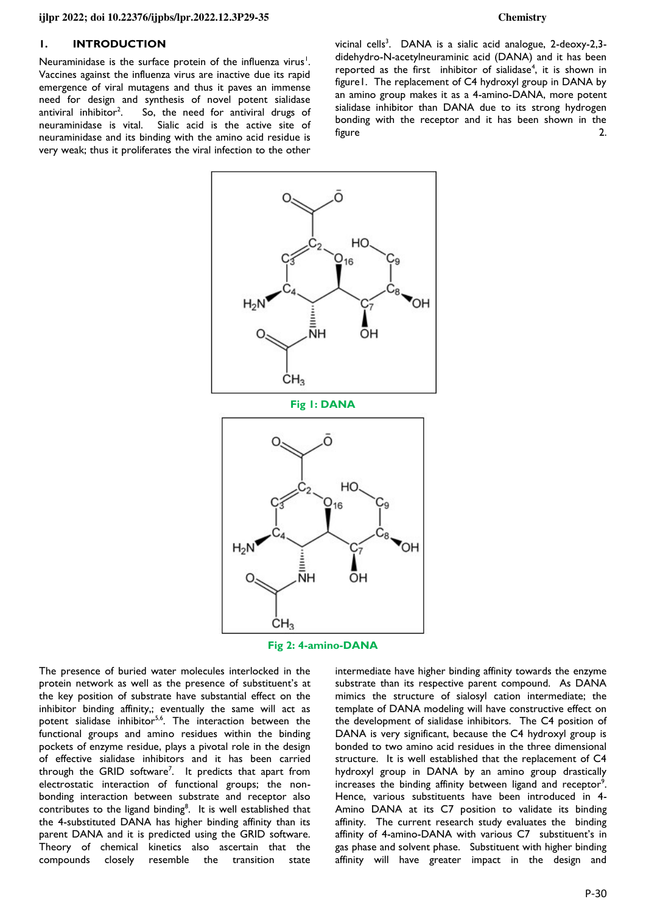## 1. INTRODUCTION

Neuraminidase is the surface protein of the influenza virus[1]. Vaccines against the influenza virus are inactive due its rapid emergence of viral mutagens and thus it paves an immense need for design and synthesis of novel potent sialidase antiviral inhibitor[2]. So, the need for antiviral drugs of neuraminidase is vital. Sialic acid is the active site of neuraminidase and its binding with the amino acid residue is very weak; thus it proliferates the viral infection to the other vicinal cells[3]. DANA is a sialic acid analogue, 2-deoxy-2,3-didehydro-N-acetylneuraminic acid (DANA) and it has been reported as the first inhibitor of sialidase[4], it is shown in figure1. The replacement of C4 hydroxyl group in DANA by an amino group makes it as a 4-amino-DANA, more potent sialidase inhibitor than DANA due to its strong hydrogen bonding with the receptor and it has been shown in the figure 2.

**Fig 1: DANA**

**Fig 2: 4-amino-DANA**

The presence of buried water molecules interlocked in the protein network as well as the presence of substituent's at the key position of substrate have substantial effect on the inhibitor binding affinity,; eventually the same will act as potent sialidase inhibitor[5,6]. The interaction between the functional groups and amino residues within the binding pockets of enzyme residue, plays a pivotal role in the design of effective sialidase inhibitors and it has been carried through the GRID software[7]. It predicts that apart from electrostatic interaction of functional groups; the non-bonding interaction between substrate and receptor also contributes to the ligand binding[8]. It is well established that the 4-substituted DANA has higher binding affinity than its parent DANA and it is predicted using the GRID software. Theory of chemical kinetics also ascertain that the compounds closely resemble the transition state intermediate have higher binding affinity towards the enzyme substrate than its respective parent compound. As DANA mimics the structure of sialosyl cation intermediate; the template of DANA modeling will have constructive effect on the development of sialidase inhibitors. The C4 position of DANA is very significant, because the C4 hydroxyl group is bonded to two amino acid residues in the three dimensional structure. It is well established that the replacement of C4 hydroxyl group in DANA by an amino group drastically increases the binding affinity between ligand and receptor[9]. Hence, various substituents have been introduced in 4-Amino DANA at its C7 position to validate its binding affinity. The current research study evaluates the binding affinity of 4-amino-DANA with various C7 substituent's in gas phase and solvent phase. Substituent with higher binding affinity will have greater impact in the design and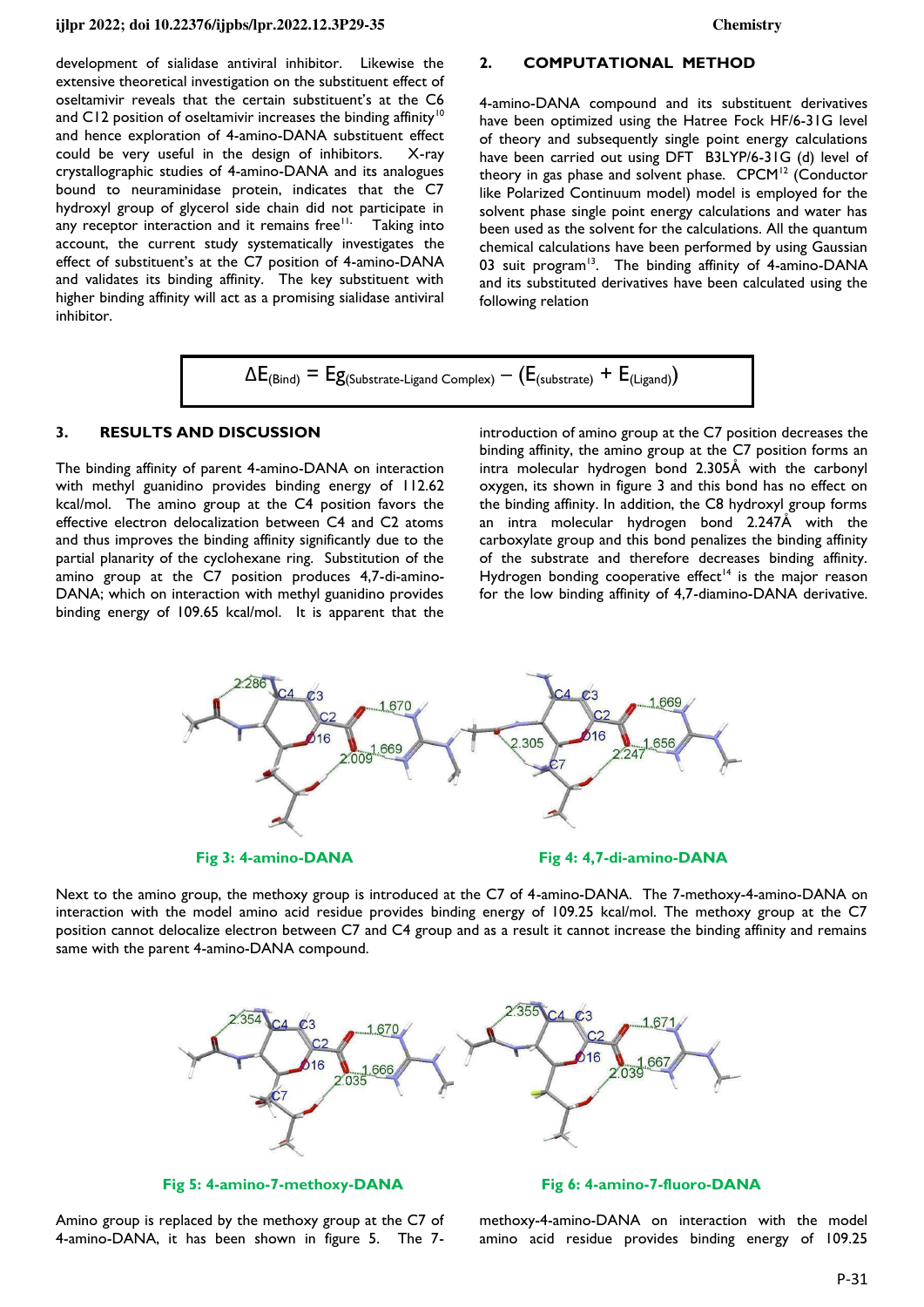development of sialidase antiviral inhibitor. Likewise the extensive theoretical investigation on the substituent effect of oseltamivir reveals that the certain substituent's at the C6 and C12 position of oseltamivir increases the binding affinity[10] and hence exploration of 4-amino-DANA substituent effect could be very useful in the design of inhibitors. X-ray crystallographic studies of 4-amino-DANA and its analogues bound to neuraminidase protein, indicates that the C7 hydroxyl group of glycerol side chain did not participate in any receptor interaction and it remains free[11]. Taking into account, the current study systematically investigates the effect of substituent's at the C7 position of 4-amino-DANA and validates its binding affinity. The key substituent with higher binding affinity will act as a promising sialidase antiviral inhibitor.

## 2. COMPUTATIONAL METHOD

4-amino-DANA compound and its substituent derivatives have been optimized using the Hatree Fock HF/6-31G level of theory and subsequently single point energy calculations have been carried out using DFT B3LYP/6-31G (d) level of theory in gas phase and solvent phase. CPCM[12] (Conductor like Polarized Continuum model) model is employed for the solvent phase single point energy calculations and water has been used as the solvent for the calculations. All the quantum chemical calculations have been performed by using Gaussian 03 suit program[13]. The binding affinity of 4-amino-DANA and its substituted derivatives have been calculated using the following relation

$$\Delta E_{(Bind)} = Eg_{(Substrate\text{-}Ligand\ Complex)} - (E_{(substrate)} + E_{(Ligand)})$$

## 3. RESULTS AND DISCUSSION

The binding affinity of parent 4-amino-DANA on interaction with methyl guanidino provides binding energy of 112.62 kcal/mol. The amino group at the C4 position favors the effective electron delocalization between C4 and C2 atoms and thus improves the binding affinity significantly due to the partial planarity of the cyclohexane ring. Substitution of the amino group at the C7 position produces 4,7-di-amino-DANA; which on interaction with methyl guanidino provides binding energy of 109.65 kcal/mol. It is apparent that the introduction of amino group at the C7 position decreases the binding affinity, the amino group at the C7 position forms an intra molecular hydrogen bond 2.305Å with the carbonyl oxygen, its shown in figure 3 and this bond has no effect on the binding affinity. In addition, the C8 hydroxyl group forms an intra molecular hydrogen bond 2.247Å with the carboxylate group and this bond penalizes the binding affinity of the substrate and therefore decreases binding affinity. Hydrogen bonding cooperative effect[14] is the major reason for the low binding affinity of 4,7-diamino-DANA derivative.

**Fig 3: 4-amino-DANA**

**Fig 4: 4,7-di-amino-DANA**

Next to the amino group, the methoxy group is introduced at the C7 of 4-amino-DANA. The 7-methoxy-4-amino-DANA on interaction with the model amino acid residue provides binding energy of 109.25 kcal/mol. The methoxy group at the C7 position cannot delocalize electron between C7 and C4 group and as a result it cannot increase the binding affinity and remains same with the parent 4-amino-DANA compound.

**Fig 5: 4-amino-7-methoxy-DANA**

**Fig 6: 4-amino-7-fluoro-DANA**

Amino group is replaced by the methoxy group at the C7 of 4-amino-DANA, it has been shown in figure 5. The 7-methoxy-4-amino-DANA on interaction with the model amino acid residue provides binding energy of 109.25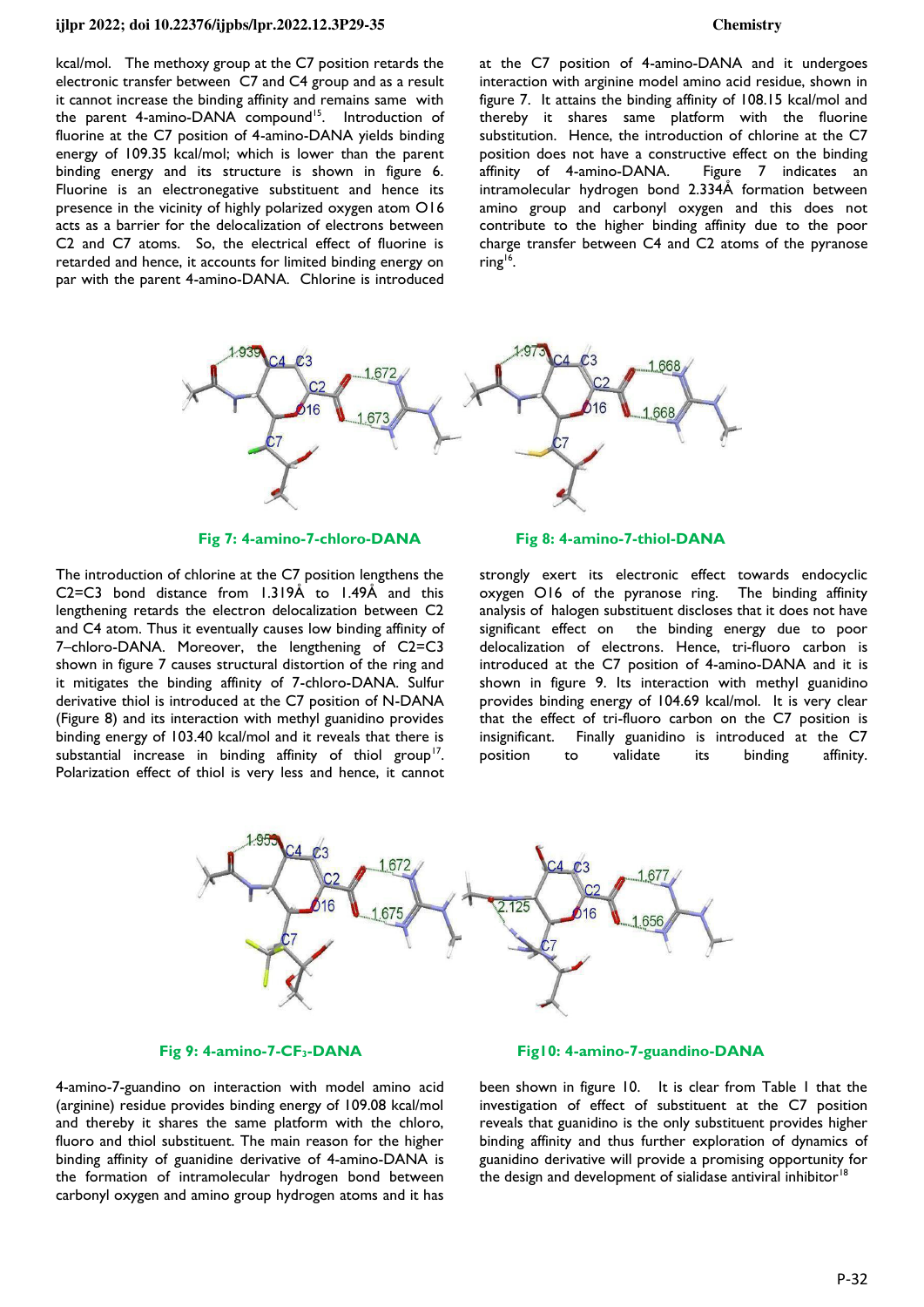kcal/mol. The methoxy group at the C7 position retards the electronic transfer between C7 and C4 group and as a result it cannot increase the binding affinity and remains same with the parent 4-amino-DANA compound[15]. Introduction of fluorine at the C7 position of 4-amino-DANA yields binding energy of 109.35 kcal/mol; which is lower than the parent binding energy and its structure is shown in figure 6. Fluorine is an electronegative substituent and hence its presence in the vicinity of highly polarized oxygen atom O16 acts as a barrier for the delocalization of electrons between C2 and C7 atoms. So, the electrical effect of fluorine is retarded and hence, it accounts for limited binding energy on par with the parent 4-amino-DANA. Chlorine is introduced at the C7 position of 4-amino-DANA and it undergoes interaction with arginine model amino acid residue, shown in figure 7. It attains the binding affinity of 108.15 kcal/mol and thereby it shares same platform with the fluorine substitution. Hence, the introduction of chlorine at the C7 position does not have a constructive effect on the binding affinity of 4-amino-DANA. Figure 7 indicates an intramolecular hydrogen bond 2.334Å formation between amino group and carbonyl oxygen and this does not contribute to the higher binding affinity due to the poor charge transfer between C4 and C2 atoms of the pyranose ring[16].

**Fig 7: 4-amino-7-chloro-DANA**

**Fig 8: 4-amino-7-thiol-DANA**

The introduction of chlorine at the C7 position lengthens the C2=C3 bond distance from 1.319Å to 1.49Å and this lengthening retards the electron delocalization between C2 and C4 atom. Thus it eventually causes low binding affinity of 7–chloro-DANA. Moreover, the lengthening of C2=C3 shown in figure 7 causes structural distortion of the ring and it mitigates the binding affinity of 7-chloro-DANA. Sulfur derivative thiol is introduced at the C7 position of N-DANA (Figure 8) and its interaction with methyl guanidino provides binding energy of 103.40 kcal/mol and it reveals that there is substantial increase in binding affinity of thiol group[17]. Polarization effect of thiol is very less and hence, it cannot strongly exert its electronic effect towards endocyclic oxygen O16 of the pyranose ring. The binding affinity analysis of halogen substituent discloses that it does not have significant effect on the binding energy due to poor delocalization of electrons. Hence, tri-fluoro carbon is introduced at the C7 position of 4-amino-DANA and it is shown in figure 9. Its interaction with methyl guanidino provides binding energy of 104.69 kcal/mol. It is very clear that the effect of tri-fluoro carbon on the C7 position is insignificant. Finally guanidino is introduced at the C7 position to validate its binding affinity.

**Fig 9: 4-amino-7-$CF_3$-DANA**

**Fig10: 4-amino-7-guandino-DANA**

4-amino-7-guandino on interaction with model amino acid (arginine) residue provides binding energy of 109.08 kcal/mol and thereby it shares the same platform with the chloro, fluoro and thiol substituent. The main reason for the higher binding affinity of guanidine derivative of 4-amino-DANA is the formation of intramolecular hydrogen bond between carbonyl oxygen and amino group hydrogen atoms and it has been shown in figure 10. It is clear from Table 1 that the investigation of effect of substituent at the C7 position reveals that guanidino is the only substituent provides higher binding affinity and thus further exploration of dynamics of guanidino derivative will provide a promising opportunity for the design and development of sialidase antiviral inhibitor[18]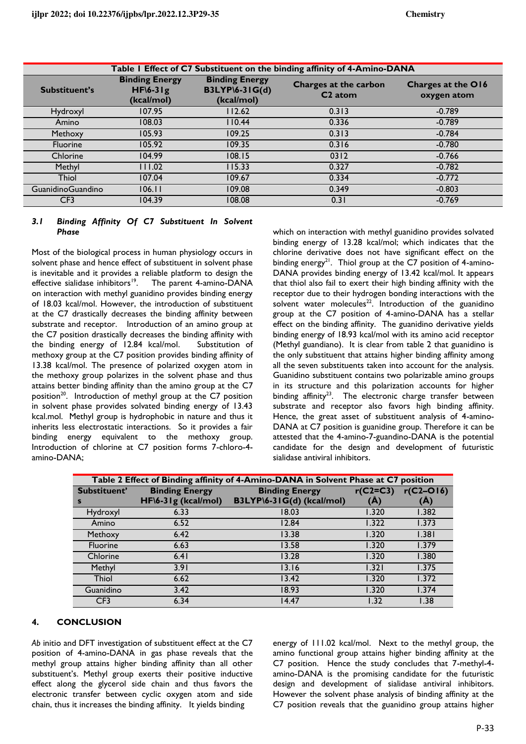| Table I Effect of C7 Substituent on the binding affinity of 4-Amino-DANA | | | | |
|---|---|---|---|---|
| **Substituent's** | **Binding Energy HF\6-31g (kcal/mol)** | **Binding Energy B3LYP\6-31G(d) (kcal/mol)** | **Charges at the carbon C2 atom** | **Charges at the O16 oxygen atom** |
| Hydroxyl | 107.95 | 112.62 | 0.313 | -0.789 |
| Amino | 108.03 | 110.44 | 0.336 | -0.789 |
| Methoxy | 105.93 | 109.25 | 0.313 | -0.784 |
| Fluorine | 105.92 | 109.35 | 0.316 | -0.780 |
| Chlorine | 104.99 | 108.15 | 0312 | -0.766 |
| Methyl | 111.02 | 115.33 | 0.327 | -0.782 |
| Thiol | 107.04 | 109.67 | 0.334 | -0.772 |
| GuanidinoGuandino | 106.11 | 109.08 | 0.349 | -0.803 |
| CF3 | 104.39 | 108.08 | 0.31 | -0.769 |

### *3.1 Binding Affinity Of C7 Substituent In Solvent Phase*

Most of the biological process in human physiology occurs in solvent phase and hence effect of substituent in solvent phase is inevitable and it provides a reliable platform to design the effective sialidase inhibitors[19]. The parent 4-amino-DANA on interaction with methyl guanidino provides binding energy of 18.03 kcal/mol. However, the introduction of substituent at the C7 drastically decreases the binding affinity between substrate and receptor. Introduction of an amino group at the C7 position drastically decreases the binding affinity with the binding energy of 12.84 kcal/mol. Substitution of methoxy group at the C7 position provides binding affinity of 13.38 kcal/mol. The presence of polarized oxygen atom in the methoxy group polarizes in the solvent phase and thus attains better binding affinity than the amino group at the C7 position[20]. Introduction of methyl group at the C7 position in solvent phase provides solvated binding energy of 13.43 kcal.mol. Methyl group is hydrophobic in nature and thus it inherits less electrostatic interactions. So it provides a fair binding energy equivalent to the methoxy group. Introduction of chlorine at C7 position forms 7-chloro-4-amino-DANA; which on interaction with methyl guanidino provides solvated binding energy of 13.28 kcal/mol; which indicates that the chlorine derivative does not have significant effect on the binding energy[21]. Thiol group at the C7 position of 4-amino-DANA provides binding energy of 13.42 kcal/mol. It appears that thiol also fail to exert their high binding affinity with the receptor due to their hydrogen bonding interactions with the solvent water molecules[22]. Introduction of the guanidino group at the C7 position of 4-amino-DANA has a stellar effect on the binding affinity. The guanidino derivative yields binding energy of 18.93 kcal/mol with its amino acid receptor (Methyl guandiano). It is clear from table 2 that guanidino is the only substituent that attains higher binding affinity among all the seven substituents taken into account for the analysis. Guanidino substituent contains two polarizable amino groups in its structure and this polarization accounts for higher binding affinity[23]. The electronic charge transfer between substrate and receptor also favors high binding affinity. Hence, the great asset of substituent analysis of 4-amino-DANA at C7 position is guanidine group. Therefore it can be attested that the 4-amino-7-guandino-DANA is the potential candidate for the design and development of futuristic sialidase antiviral inhibitors.

| Table 2 Effect of Binding affinity of 4-Amino-DANA in Solvent Phase at C7 position | | | | |
|---|---|---|---|---|
| **Substituent's** | **Binding Energy HF\6-31g (kcal/mol)** | **Binding Energy B3LYP\6-31G(d) (kcal/mol)** | **r(C2=C3) (Å)** | **r(C2–O16) (Å)** |
| Hydroxyl | 6.33 | 18.03 | 1.320 | 1.382 |
| Amino | 6.52 | 12.84 | 1.322 | 1.373 |
| Methoxy | 6.42 | 13.38 | 1.320 | 1.381 |
| Fluorine | 6.63 | 13.58 | 1.320 | 1.379 |
| Chlorine | 6.41 | 13.28 | 1.320 | 1.380 |
| Methyl | 3.91 | 13.16 | 1.321 | 1.375 |
| Thiol | 6.62 | 13.42 | 1.320 | 1.372 |
| Guanidino | 3.42 | 18.93 | 1.320 | 1.374 |
| CF3 | 6.34 | 14.47 | 1.32 | 1.38 |

## 4. CONCLUSION

*Ab* initio and DFT investigation of substituent effect at the C7 position of 4-amino-DANA in gas phase reveals that the methyl group attains higher binding affinity than all other substituent's. Methyl group exerts their positive inductive effect along the glycerol side chain and thus favors the electronic transfer between cyclic oxygen atom and side chain, thus it increases the binding affinity. It yields binding energy of 111.02 kcal/mol. Next to the methyl group, the amino functional group attains higher binding affinity at the C7 position. Hence the study concludes that 7-methyl-4-amino-DANA is the promising candidate for the futuristic design and development of sialidase antiviral inhibitors. However the solvent phase analysis of binding affinity at the C7 position reveals that the guanidino group attains higher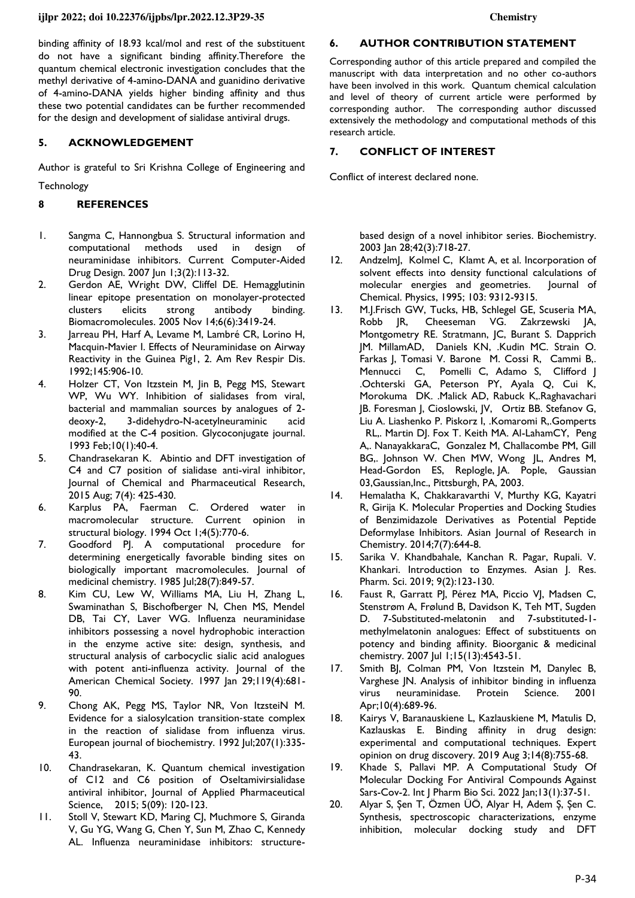binding affinity of 18.93 kcal/mol and rest of the substituent do not have a significant binding affinity.Therefore the quantum chemical electronic investigation concludes that the methyl derivative of 4-amino-DANA and guanidino derivative of 4-amino-DANA yields higher binding affinity and thus these two potential candidates can be further recommended for the design and development of sialidase antiviral drugs.

## 5. ACKNOWLEDGEMENT

Author is grateful to Sri Krishna College of Engineering and Technology

## 6. AUTHOR CONTRIBUTION STATEMENT

Corresponding author of this article prepared and compiled the manuscript with data interpretation and no other co-authors have been involved in this work. Quantum chemical calculation and level of theory of current article were performed by corresponding author. The corresponding author discussed extensively the methodology and computational methods of this research article.

## 7. CONFLICT OF INTEREST

Conflict of interest declared none.

## 8 REFERENCES

1. Sangma C, Hannongbua S. Structural information and computational methods used in design of neuraminidase inhibitors. Current Computer-Aided Drug Design. 2007 Jun 1;3(2):113-32.
2. Gerdon AE, Wright DW, Cliffel DE. Hemagglutinin linear epitope presentation on monolayer-protected clusters elicits strong antibody binding. Biomacromolecules. 2005 Nov 14;6(6):3419-24.
3. Jarreau PH, Harf A, Levame M, Lambré CR, Lorino H, Macquin-Mavier I. Effects of Neuraminidase on Airway Reactivity in the Guinea Pig1, 2. Am Rev Respir Dis. 1992;145:906-10.
4. Holzer CT, Von Itzstein M, Jin B, Pegg MS, Stewart WP, Wu WY. Inhibition of sialidases from viral, bacterial and mammalian sources by analogues of 2-deoxy-2, 3-didehydro-N-acetylneuraminic acid modified at the C-4 position. Glycoconjugate journal. 1993 Feb;10(1):40-4.
5. Chandrasekaran K. Abintio and DFT investigation of C4 and C7 position of sialidase anti-viral inhibitor, Journal of Chemical and Pharmaceutical Research, 2015 Aug; 7(4): 425-430.
6. Karplus PA, Faerman C. Ordered water in macromolecular structure. Current opinion in structural biology. 1994 Oct 1;4(5):770-6.
7. Goodford PJ. A computational procedure for determining energetically favorable binding sites on biologically important macromolecules. Journal of medicinal chemistry. 1985 Jul;28(7):849-57.
8. Kim CU, Lew W, Williams MA, Liu H, Zhang L, Swaminathan S, Bischofberger N, Chen MS, Mendel DB, Tai CY, Laver WG. Influenza neuraminidase inhibitors possessing a novel hydrophobic interaction in the enzyme active site: design, synthesis, and structural analysis of carbocyclic sialic acid analogues with potent anti-influenza activity. Journal of the American Chemical Society. 1997 Jan 29;119(4):681-90.
9. Chong AK, Pegg MS, Taylor NR, Von ItzsteiN M. Evidence for a sialosylcation transition-state complex in the reaction of sialidase from influenza virus. European journal of biochemistry. 1992 Jul;207(1):335-43.
10. Chandrasekaran, K. Quantum chemical investigation of C12 and C6 position of Oseltamivirsialidase antiviral inhibitor, Journal of Applied Pharmaceutical Science, 2015; 5(09): 120-123.
11. Stoll V, Stewart KD, Maring CJ, Muchmore S, Giranda V, Gu YG, Wang G, Chen Y, Sun M, Zhao C, Kennedy AL. Influenza neuraminidase inhibitors: structure-based design of a novel inhibitor series. Biochemistry. 2003 Jan 28;42(3):718-27.
12. AndzelmJ, Kolmel C, Klamt A, et al. Incorporation of solvent effects into density functional calculations of molecular energies and geometries. Journal of Chemical. Physics, 1995; 103: 9312-9315.
13. M.J.Frisch GW, Tucks, HB, Schlegel GE, Scuseria MA, Robb JR, Cheeseman VG. Zakrzewski JA, Montgometry RE. Stratmann, JC, Burant S. Dapprich JM. MillamAD, Daniels KN, .Kudin MC. Strain O. Farkas J, Tomasi V. Barone M. Cossi R, Cammi B,. Mennucci C, Pomelli C, Adamo S, Clifford J .Ochterski GA, Peterson PY, Ayala Q, Cui K, Morokuma DK. .Malick AD, Rabuck K,.Raghavachari JB. Foresman J, Cioslowski, JV, Ortiz BB. Stefanov G, Liu A. Liashenko P. Piskorz I, .Komaromi R,.Gomperts RL,. Martin DJ. Fox T. Keith MA. Al-LahamCY, Peng A,. NanayakkaraC, Gonzalez M, Challacombe PM, Gill BG,. Johnson W. Chen MW, Wong JL, Andres M, Head-Gordon ES, Replogle, JA. Pople, Gaussian 03,Gaussian,Inc., Pittsburgh, PA, 2003.
14. Hemalatha K, Chakkaravarthi V, Murthy KG, Kayatri R, Girija K. Molecular Properties and Docking Studies of Benzimidazole Derivatives as Potential Peptide Deformylase Inhibitors. Asian Journal of Research in Chemistry. 2014;7(7):644-8.
15. Sarika V. Khandbahale, Kanchan R. Pagar, Rupali. V. Khankari. Introduction to Enzymes. Asian J. Res. Pharm. Sci. 2019; 9(2):123-130.
16. Faust R, Garratt PJ, Pérez MA, Piccio VJ, Madsen C, Stenstrøm A, Frølund B, Davidson K, Teh MT, Sugden D. 7-Substituted-melatonin and 7-substituted-1-methylmelatonin analogues: Effect of substituents on potency and binding affinity. Bioorganic & medicinal chemistry. 2007 Jul 1;15(13):4543-51.
17. Smith BJ, Colman PM, Von Itzstein M, Danylec B, Varghese JN. Analysis of inhibitor binding in influenza virus neuraminidase. Protein Science. 2001 Apr;10(4):689-96.
18. Kairys V, Baranauskiene L, Kazlauskiene M, Matulis D, Kazlauskas E. Binding affinity in drug design: experimental and computational techniques. Expert opinion on drug discovery. 2019 Aug 3;14(8):755-68.
19. Khade S, Pallavi MP. A Computational Study Of Molecular Docking For Antiviral Compounds Against Sars-Cov-2. Int J Pharm Bio Sci. 2022 Jan;13(1):37-51.
20. Alyar S, Şen T, Özmen ÜÖ, Alyar H, Adem Ş, Şen C. Synthesis, spectroscopic characterizations, enzyme inhibition, molecular docking study and DFT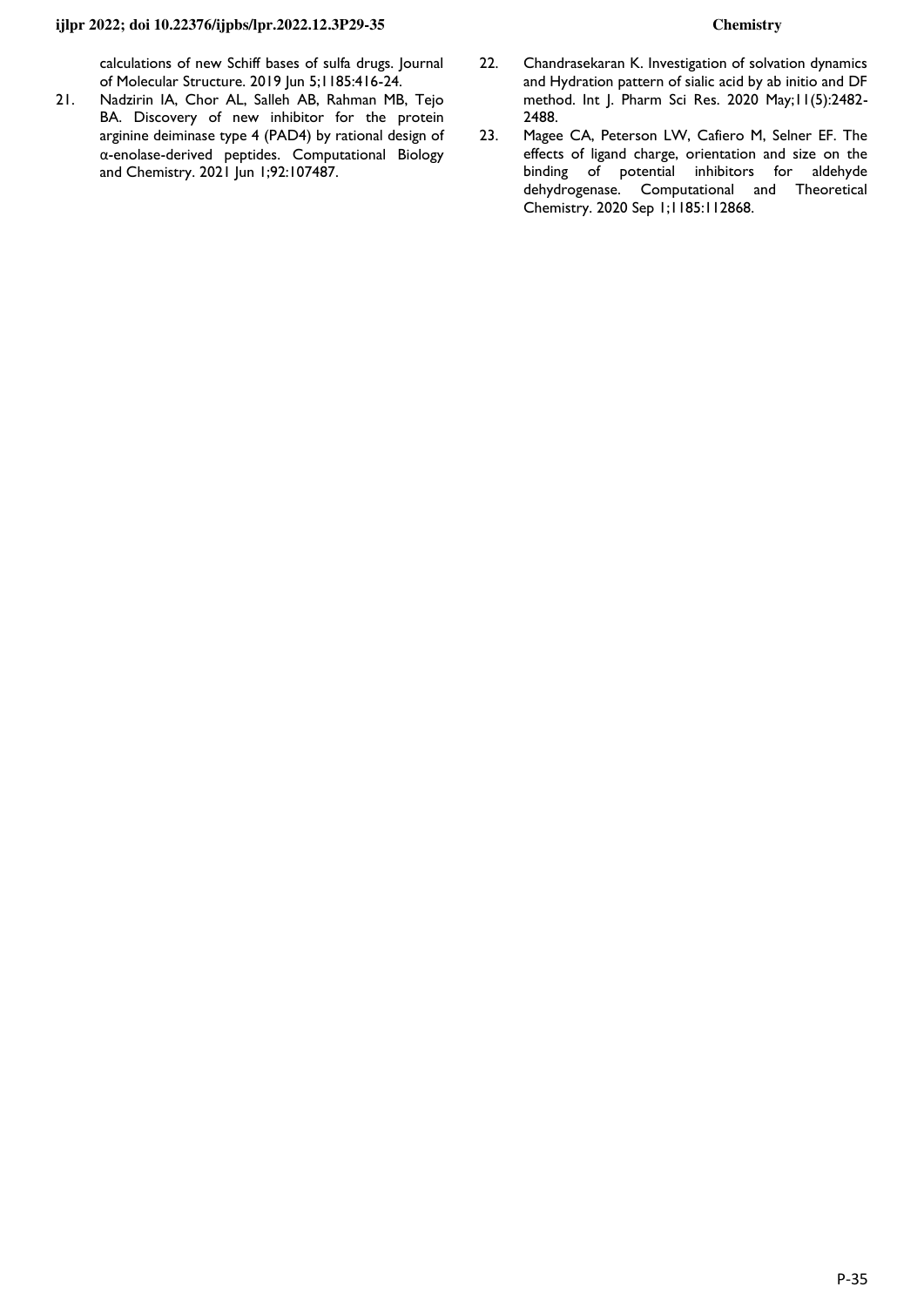calculations of new Schiff bases of sulfa drugs. Journal of Molecular Structure. 2019 Jun 5;1185:416-24.

21. Nadzirin IA, Chor AL, Salleh AB, Rahman MB, Tejo BA. Discovery of new inhibitor for the protein arginine deiminase type 4 (PAD4) by rational design of α-enolase-derived peptides. Computational Biology and Chemistry. 2021 Jun 1;92:107487.
22. Chandrasekaran K. Investigation of solvation dynamics and Hydration pattern of sialic acid by ab initio and DF method. Int J. Pharm Sci Res. 2020 May;11(5):2482-2488.
23. Magee CA, Peterson LW, Cafiero M, Selner EF. The effects of ligand charge, orientation and size on the binding of potential inhibitors for aldehyde dehydrogenase. Computational and Theoretical Chemistry. 2020 Sep 1;1185:112868.